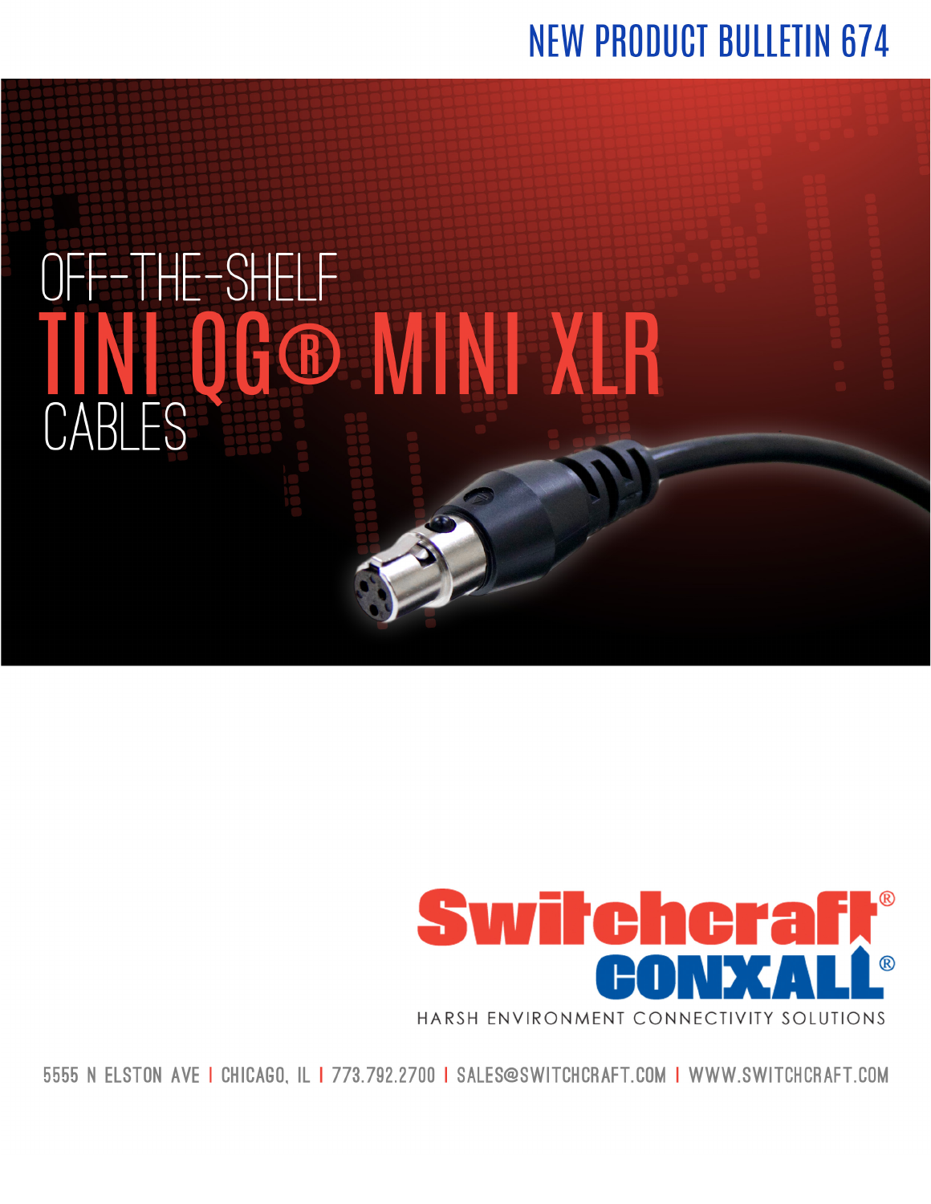NEW PRODUCT BULLETIN 674

# OFF-THE-SHELF TINI QG® MINI XLR CABLES

Switchcraft®
CONXALL®
HARSH ENVIRONMENT CONNECTIVITY SOLUTIONS

5555 N ELSTON AVE | CHICAGO, IL | 773.792.2700 | SALES@SWITCHCRAFT.COM | WWW.SWITCHCRAFT.COM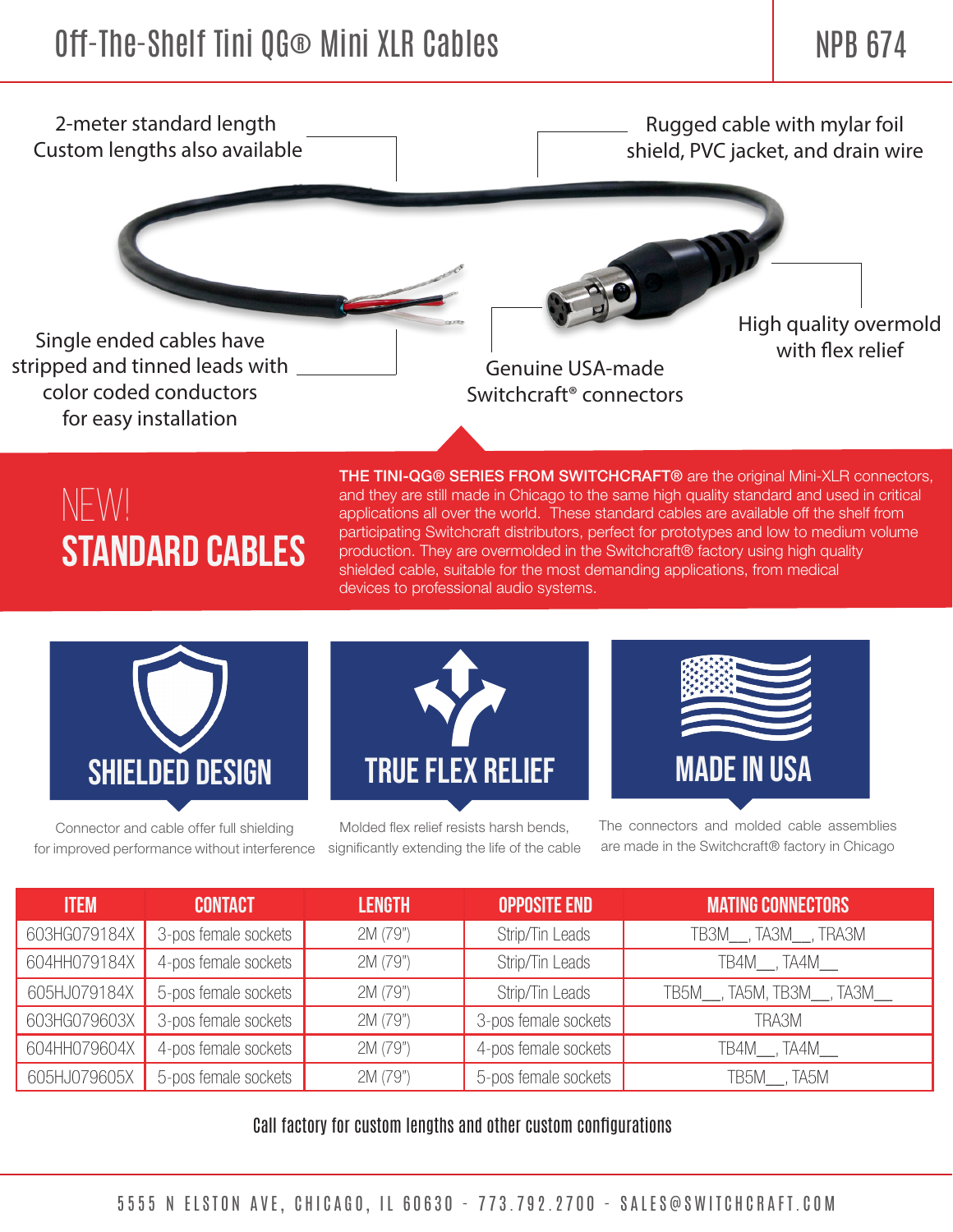# Off-The-Shelf Tini QG® Mini XLR Cables

NPB 674

2-meter standard length
Custom lengths also available

Rugged cable with mylar foil shield, PVC jacket, and drain wire

Single ended cables have stripped and tinned leads with color coded conductors for easy installation

Genuine USA-made Switchcraft® connectors

High quality overmold with flex relief

## NEW! STANDARD CABLES

**THE TINI-QG® SERIES FROM SWITCHCRAFT®** are the original Mini-XLR connectors, and they are still made in Chicago to the same high quality standard and used in critical applications all over the world. These standard cables are available off the shelf from participating Switchcraft distributors, perfect for prototypes and low to medium volume production. They are overmolded in the Switchcraft® factory using high quality shielded cable, suitable for the most demanding applications, from medical devices to professional audio systems.

### SHIELDED DESIGN

Connector and cable offer full shielding for improved performance without interference

### TRUE FLEX RELIEF

Molded flex relief resists harsh bends, significantly extending the life of the cable

### MADE IN USA

The connectors and molded cable assemblies are made in the Switchcraft® factory in Chicago

| ITEM | CONTACT | LENGTH | OPPOSITE END | MATING CONNECTORS |
|---|---|---|---|---|
| 603HG079184X | 3-pos female sockets | 2M (79") | Strip/Tin Leads | TB3M__, TA3M__, TRA3M |
| 604HH079184X | 4-pos female sockets | 2M (79") | Strip/Tin Leads | TB4M__, TA4M__ |
| 605HJ079184X | 5-pos female sockets | 2M (79") | Strip/Tin Leads | TB5M__, TA5M, TB3M__, TA3M__ |
| 603HG079603X | 3-pos female sockets | 2M (79") | 3-pos female sockets | TRA3M |
| 604HH079604X | 4-pos female sockets | 2M (79") | 4-pos female sockets | TB4M__, TA4M__ |
| 605HJ079605X | 5-pos female sockets | 2M (79") | 5-pos female sockets | TB5M__, TA5M |

Call factory for custom lengths and other custom configurations

5555 N ELSTON AVE, CHICAGO, IL 60630 - 773.792.2700 - SALES@SWITCHCRAFT.COM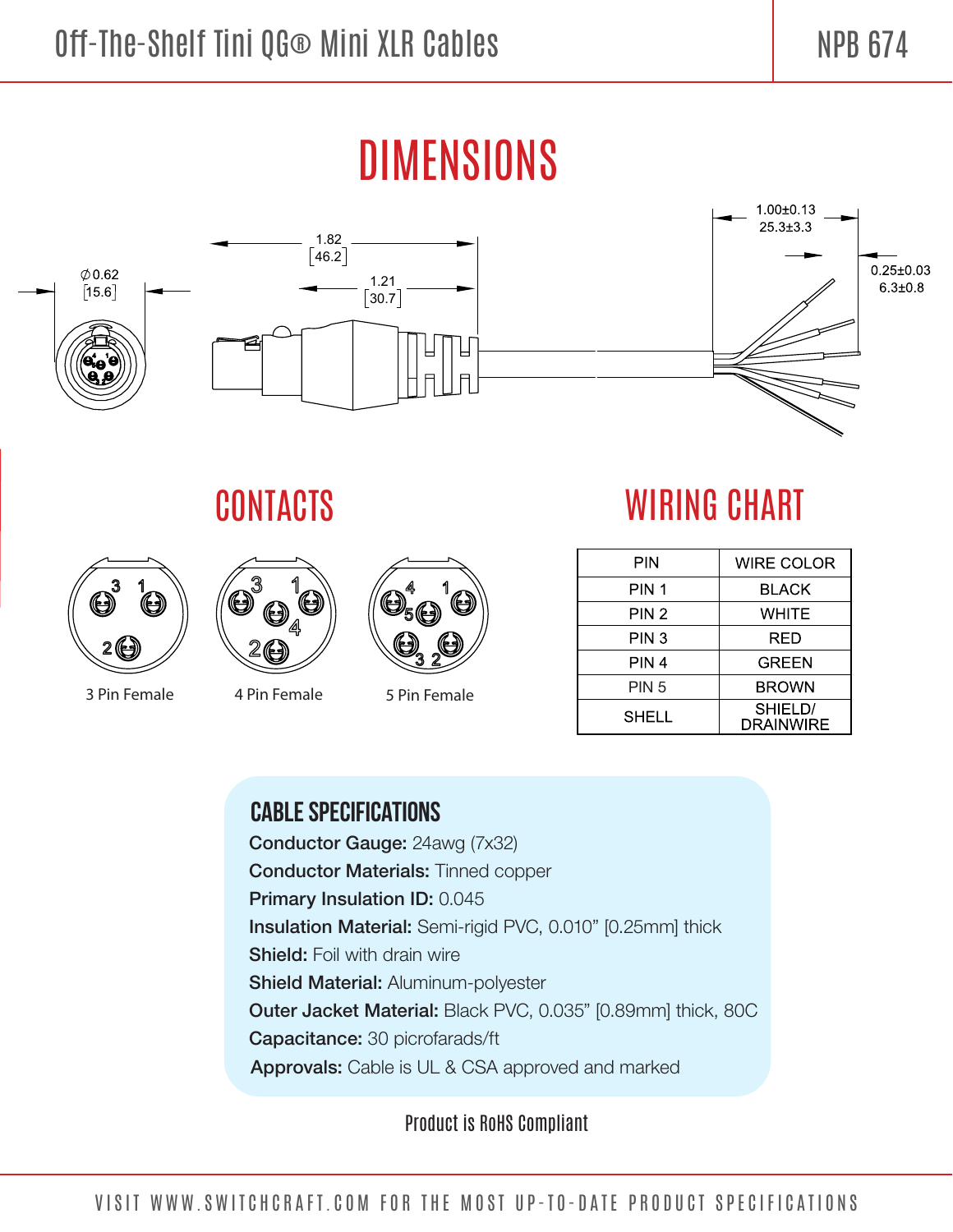# DIMENSIONS

∅0.62 [15.6]

1.82 [46.2]

1.21 [30.7]

1.00±0.13 25.3±3.3

0.25±0.03 6.3±0.8

## CONTACTS

3 Pin Female

4 Pin Female

5 Pin Female

## WIRING CHART

| PIN | WIRE COLOR |
|---|---|
| PIN 1 | BLACK |
| PIN 2 | WHITE |
| PIN 3 | RED |
| PIN 4 | GREEN |
| PIN 5 | BROWN |
| SHELL | SHIELD/ DRAINWIRE |

## CABLE SPECIFICATIONS

**Conductor Gauge:** 24awg (7x32)

**Conductor Materials:** Tinned copper

**Primary Insulation ID:** 0.045

**Insulation Material:** Semi-rigid PVC, 0.010" [0.25mm] thick

**Shield:** Foil with drain wire

**Shield Material:** Aluminum-polyester

**Outer Jacket Material:** Black PVC, 0.035" [0.89mm] thick, 80C

**Capacitance:** 30 picrofarads/ft

**Approvals:** Cable is UL & CSA approved and marked

Product is RoHS Compliant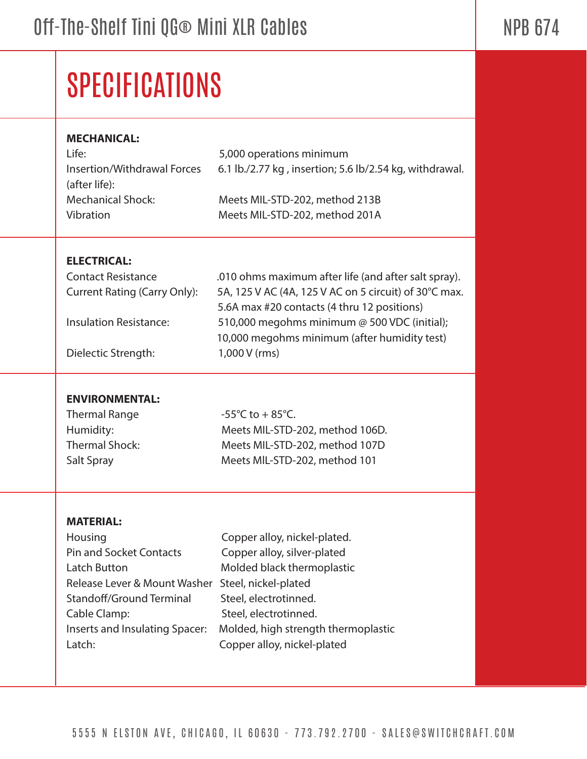# SPECIFICATIONS

**MECHANICAL:**

| | |
|---|---|
| Life: | 5,000 operations minimum |
| Insertion/Withdrawal Forces (after life): | 6.1 lb./2.77 kg , insertion; 5.6 lb/2.54 kg, withdrawal. |
| Mechanical Shock: | Meets MIL-STD-202, method 213B |
| Vibration | Meets MIL-STD-202, method 201A |

**ELECTRICAL:**

| | |
|---|---|
| Contact Resistance | .010 ohms maximum after life (and after salt spray). |
| Current Rating (Carry Only): | 5A, 125 V AC (4A, 125 V AC on 5 circuit) of 30°C max. 5.6A max #20 contacts (4 thru 12 positions) |
| Insulation Resistance: | 510,000 megohms minimum @ 500 VDC (initial); 10,000 megohms minimum (after humidity test) |
| Dielectic Strength: | 1,000 V (rms) |

**ENVIRONMENTAL:**

| | |
|---|---|
| Thermal Range | -55°C to + 85°C. |
| Humidity: | Meets MIL-STD-202, method 106D. |
| Thermal Shock: | Meets MIL-STD-202, method 107D |
| Salt Spray | Meets MIL-STD-202, method 101 |

**MATERIAL:**

| | |
|---|---|
| Housing | Copper alloy, nickel-plated. |
| Pin and Socket Contacts | Copper alloy, silver-plated |
| Latch Button | Molded black thermoplastic |
| Release Lever & Mount Washer | Steel, nickel-plated |
| Standoff/Ground Terminal | Steel, electrotinned. |
| Cable Clamp: | Steel, electrotinned. |
| Inserts and Insulating Spacer: | Molded, high strength thermoplastic |
| Latch: | Copper alloy, nickel-plated |